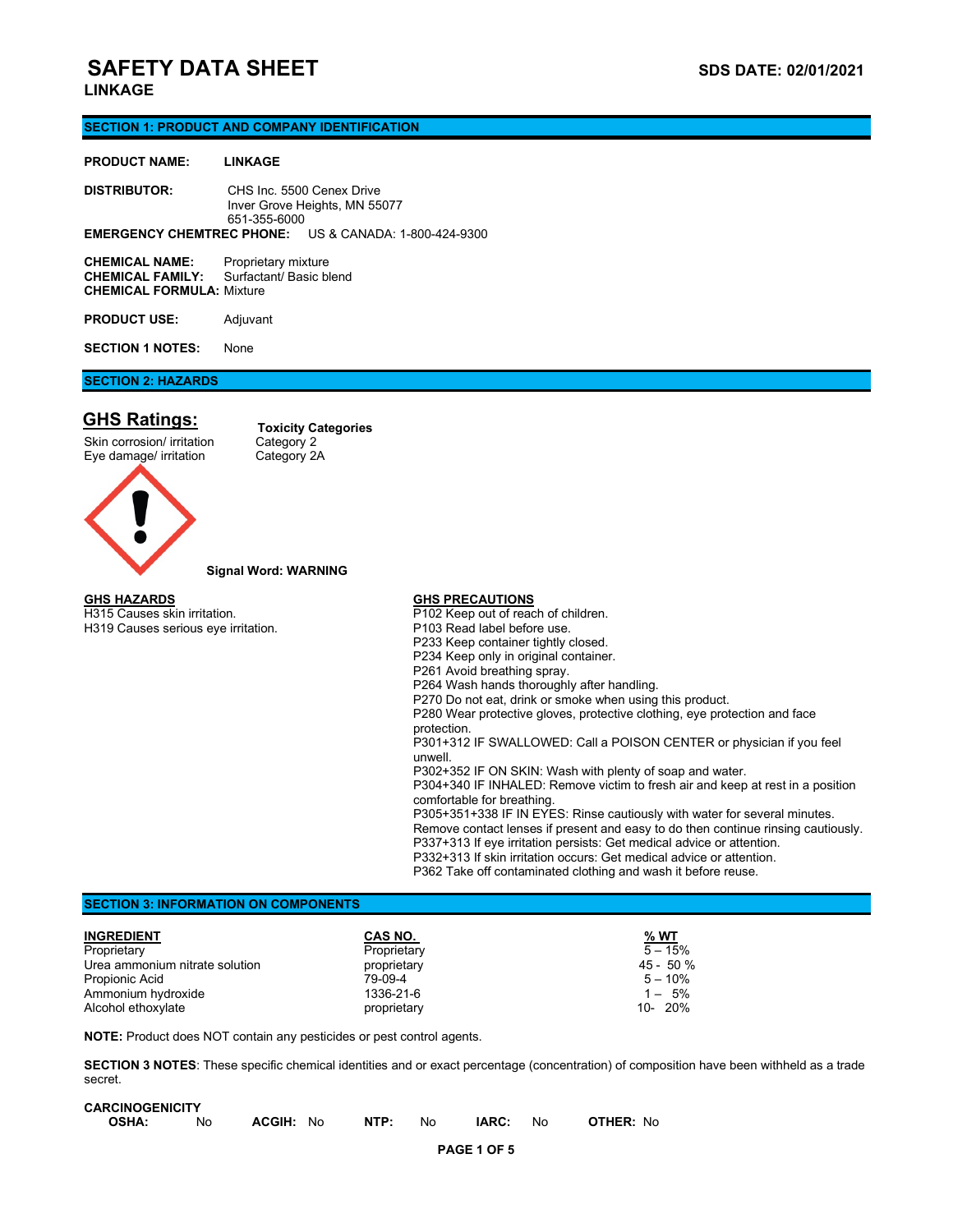# SAFETY DATA SHEET

**SDS DATE: 02/01/2021**

**LINKAGE**

## SECTION 1: PRODUCT AND COMPANY IDENTIFICATION

**PRODUCT NAME:** LINKAGE

**DISTRIBUTOR:** CHS Inc. 5500 Cenex Drive
Inver Grove Heights, MN 55077
651-355-6000

**EMERGENCY CHEMTREC PHONE:** US & CANADA: 1-800-424-9300

**CHEMICAL NAME:** Proprietary mixture
**CHEMICAL FAMILY:** Surfactant/ Basic blend
**CHEMICAL FORMULA:** Mixture

**PRODUCT USE:** Adjuvant

**SECTION 1 NOTES:** None

## SECTION 2: HAZARDS

### GHS Ratings:

| | Toxicity Categories |
|---|---|
| Skin corrosion/ irritation | Category 2 |
| Eye damage/ irritation | Category 2A |

**Signal Word: WARNING**

**GHS HAZARDS**

H315 Causes skin irritation.
H319 Causes serious eye irritation.

**GHS PRECAUTIONS**

P102 Keep out of reach of children.
P103 Read label before use.
P233 Keep container tightly closed.
P234 Keep only in original container.
P261 Avoid breathing spray.
P264 Wash hands thoroughly after handling.
P270 Do not eat, drink or smoke when using this product.
P280 Wear protective gloves, protective clothing, eye protection and face protection.
P301+312 IF SWALLOWED: Call a POISON CENTER or physician if you feel unwell.
P302+352 IF ON SKIN: Wash with plenty of soap and water.
P304+340 IF INHALED: Remove victim to fresh air and keep at rest in a position comfortable for breathing.
P305+351+338 IF IN EYES: Rinse cautiously with water for several minutes. Remove contact lenses if present and easy to do then continue rinsing cautiously.
P337+313 If eye irritation persists: Get medical advice or attention.
P332+313 If skin irritation occurs: Get medical advice or attention.
P362 Take off contaminated clothing and wash it before reuse.

## SECTION 3: INFORMATION ON COMPONENTS

| INGREDIENT | CAS NO. | % WT |
|---|---|---|
| Proprietary | Proprietary | 5 – 15% |
| Urea ammonium nitrate solution | proprietary | 45 - 50 % |
| Propionic Acid | 79-09-4 | 5 – 10% |
| Ammonium hydroxide | 1336-21-6 | 1 – 5% |
| Alcohol ethoxylate | proprietary | 10- 20% |

**NOTE:** Product does NOT contain any pesticides or pest control agents.

**SECTION 3 NOTES**: These specific chemical identities and or exact percentage (concentration) of composition have been withheld as a trade secret.

**CARCINOGENICITY**

| OSHA: | ACGIH: | NTP: | IARC: | OTHER: |
|---|---|---|---|---|
| No | No | No | No | No |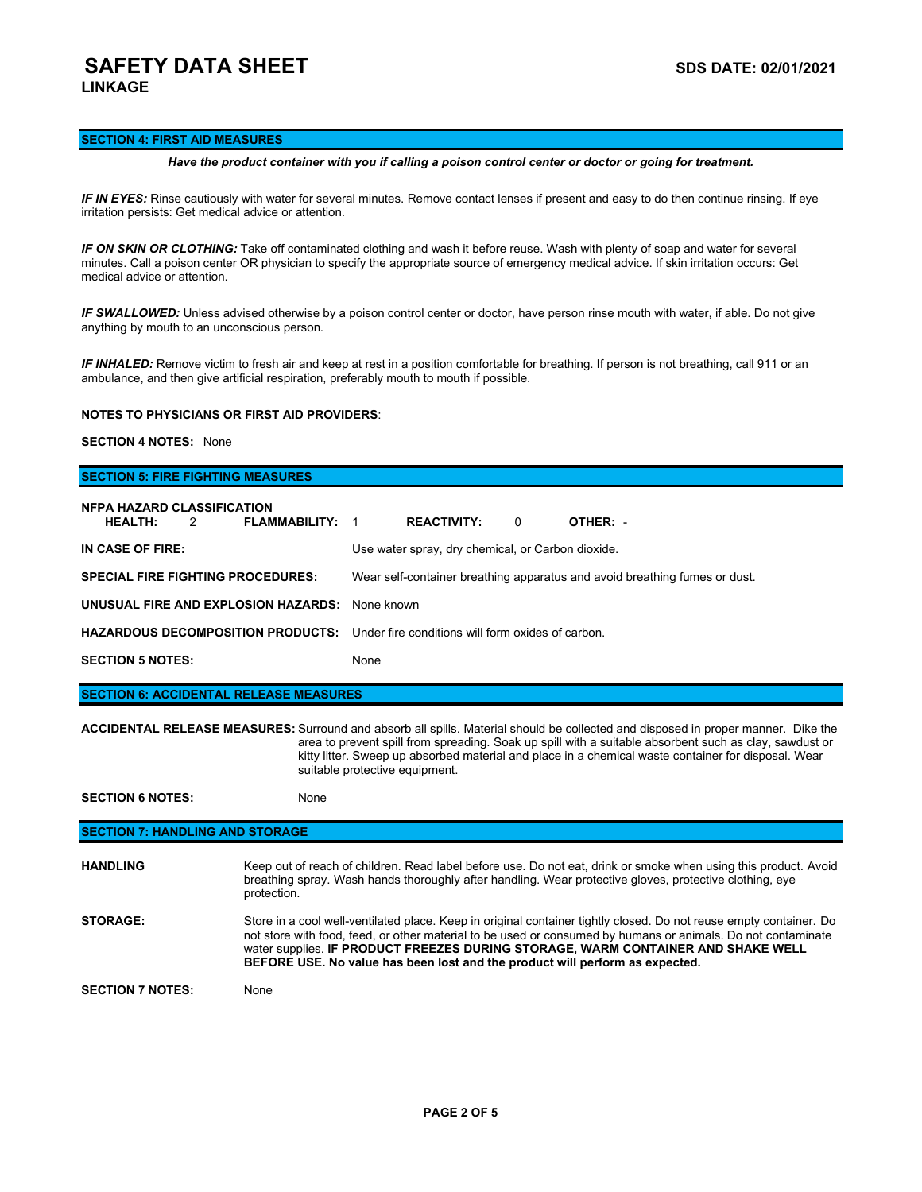## SECTION 4: FIRST AID MEASURES

***Have the product container with you if calling a poison control center or doctor or going for treatment.***

***IF IN EYES:*** Rinse cautiously with water for several minutes. Remove contact lenses if present and easy to do then continue rinsing. If eye irritation persists: Get medical advice or attention.

***IF ON SKIN OR CLOTHING:*** Take off contaminated clothing and wash it before reuse. Wash with plenty of soap and water for several minutes. Call a poison center OR physician to specify the appropriate source of emergency medical advice. If skin irritation occurs: Get medical advice or attention.

***IF SWALLOWED:*** Unless advised otherwise by a poison control center or doctor, have person rinse mouth with water, if able. Do not give anything by mouth to an unconscious person.

***IF INHALED:*** Remove victim to fresh air and keep at rest in a position comfortable for breathing. If person is not breathing, call 911 or an ambulance, and then give artificial respiration, preferably mouth to mouth if possible.

**NOTES TO PHYSICIANS OR FIRST AID PROVIDERS**:

**SECTION 4 NOTES:** None

## SECTION 5: FIRE FIGHTING MEASURES

**NFPA HAZARD CLASSIFICATION**

**HEALTH:** 2 **FLAMMABILITY:** 1 **REACTIVITY:** 0 **OTHER:** -

**IN CASE OF FIRE:** Use water spray, dry chemical, or Carbon dioxide.

**SPECIAL FIRE FIGHTING PROCEDURES:** Wear self-container breathing apparatus and avoid breathing fumes or dust.

**UNUSUAL FIRE AND EXPLOSION HAZARDS:** None known

**HAZARDOUS DECOMPOSITION PRODUCTS:** Under fire conditions will form oxides of carbon.

**SECTION 5 NOTES:** None

## SECTION 6: ACCIDENTAL RELEASE MEASURES

**ACCIDENTAL RELEASE MEASURES:** Surround and absorb all spills. Material should be collected and disposed in proper manner. Dike the area to prevent spill from spreading. Soak up spill with a suitable absorbent such as clay, sawdust or kitty litter. Sweep up absorbed material and place in a chemical waste container for disposal. Wear suitable protective equipment.

**SECTION 6 NOTES:** None

## SECTION 7: HANDLING AND STORAGE

**HANDLING** Keep out of reach of children. Read label before use. Do not eat, drink or smoke when using this product. Avoid breathing spray. Wash hands thoroughly after handling. Wear protective gloves, protective clothing, eye protection.

**STORAGE:** Store in a cool well-ventilated place. Keep in original container tightly closed. Do not reuse empty container. Do not store with food, feed, or other material to be used or consumed by humans or animals. Do not contaminate water supplies. **IF PRODUCT FREEZES DURING STORAGE, WARM CONTAINER AND SHAKE WELL BEFORE USE. No value has been lost and the product will perform as expected.**

**SECTION 7 NOTES:** None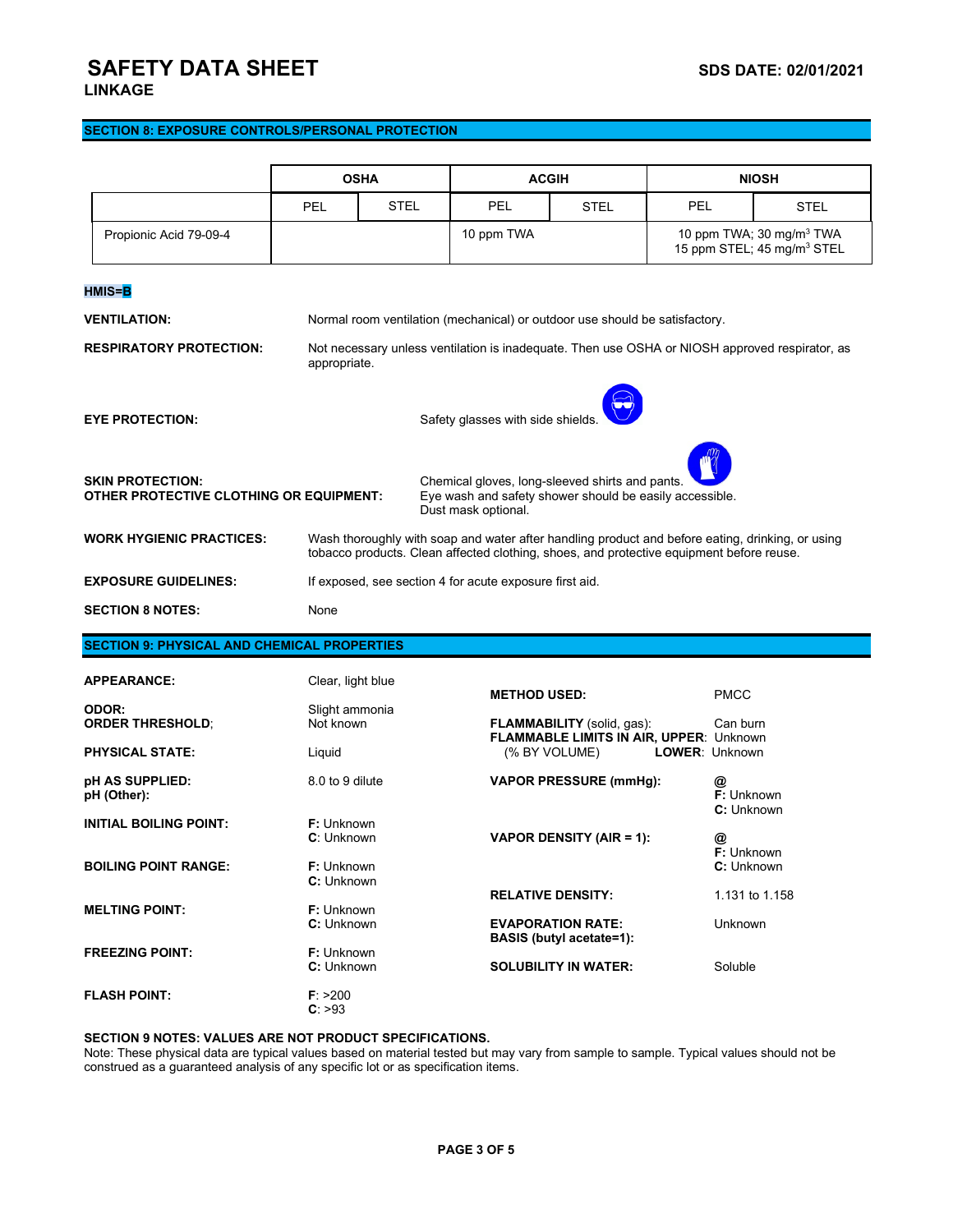# SAFETY DATA SHEET

**SDS DATE: 02/01/2021**

**LINKAGE**

## SECTION 8: EXPOSURE CONTROLS/PERSONAL PROTECTION

| | OSHA | | ACGIH | | NIOSH | |
|---|---|---|---|---|---|---|
| | PEL | STEL | PEL | STEL | PEL | STEL |
| Propionic Acid 79-09-4 | | | 10 ppm TWA | | 10 ppm TWA; 30 mg/m$^3$ TWA<br>15 ppm STEL; 45 mg/m$^3$ STEL | |

**HMIS=B**

**VENTILATION:** Normal room ventilation (mechanical) or outdoor use should be satisfactory.

**RESPIRATORY PROTECTION:** Not necessary unless ventilation is inadequate. Then use OSHA or NIOSH approved respirator, as appropriate.

**EYE PROTECTION:** Safety glasses with side shields.

**SKIN PROTECTION:** Chemical gloves, long-sleeved shirts and pants.

**OTHER PROTECTIVE CLOTHING OR EQUIPMENT:** Eye wash and safety shower should be easily accessible. Dust mask optional.

**WORK HYGIENIC PRACTICES:** Wash thoroughly with soap and water after handling product and before eating, drinking, or using tobacco products. Clean affected clothing, shoes, and protective equipment before reuse.

**EXPOSURE GUIDELINES:** If exposed, see section 4 for acute exposure first aid.

**SECTION 8 NOTES:** None

## SECTION 9: PHYSICAL AND CHEMICAL PROPERTIES

**APPEARANCE:** Clear, light blue

**ODOR:** Slight ammonia

**ORDER THRESHOLD;** Not known

**PHYSICAL STATE:** Liquid

**pH AS SUPPLIED:** 8.0 to 9 dilute

**pH (Other):**

**INITIAL BOILING POINT:** **F:** Unknown **C**: Unknown

**BOILING POINT RANGE:** **F:** Unknown **C:** Unknown

**MELTING POINT:** **F:** Unknown **C:** Unknown

**FREEZING POINT:** **F:** Unknown **C:** Unknown

**FLASH POINT:** **F**: >200 **C**: >93

**METHOD USED:** PMCC

**FLAMMABILITY** (solid, gas): Can burn

**FLAMMABLE LIMITS IN AIR, UPPER**: Unknown

(% BY VOLUME) **LOWER**: Unknown

**VAPOR PRESSURE (mmHg):** **@** **F:** Unknown **C:** Unknown

**VAPOR DENSITY (AIR = 1):** **@** **F:** Unknown **C:** Unknown

**RELATIVE DENSITY:** 1.131 to 1.158

**EVAPORATION RATE: BASIS (butyl acetate=1):** Unknown

**SOLUBILITY IN WATER:** Soluble

**SECTION 9 NOTES: VALUES ARE NOT PRODUCT SPECIFICATIONS.**

Note: These physical data are typical values based on material tested but may vary from sample to sample. Typical values should not be construed as a guaranteed analysis of any specific lot or as specification items.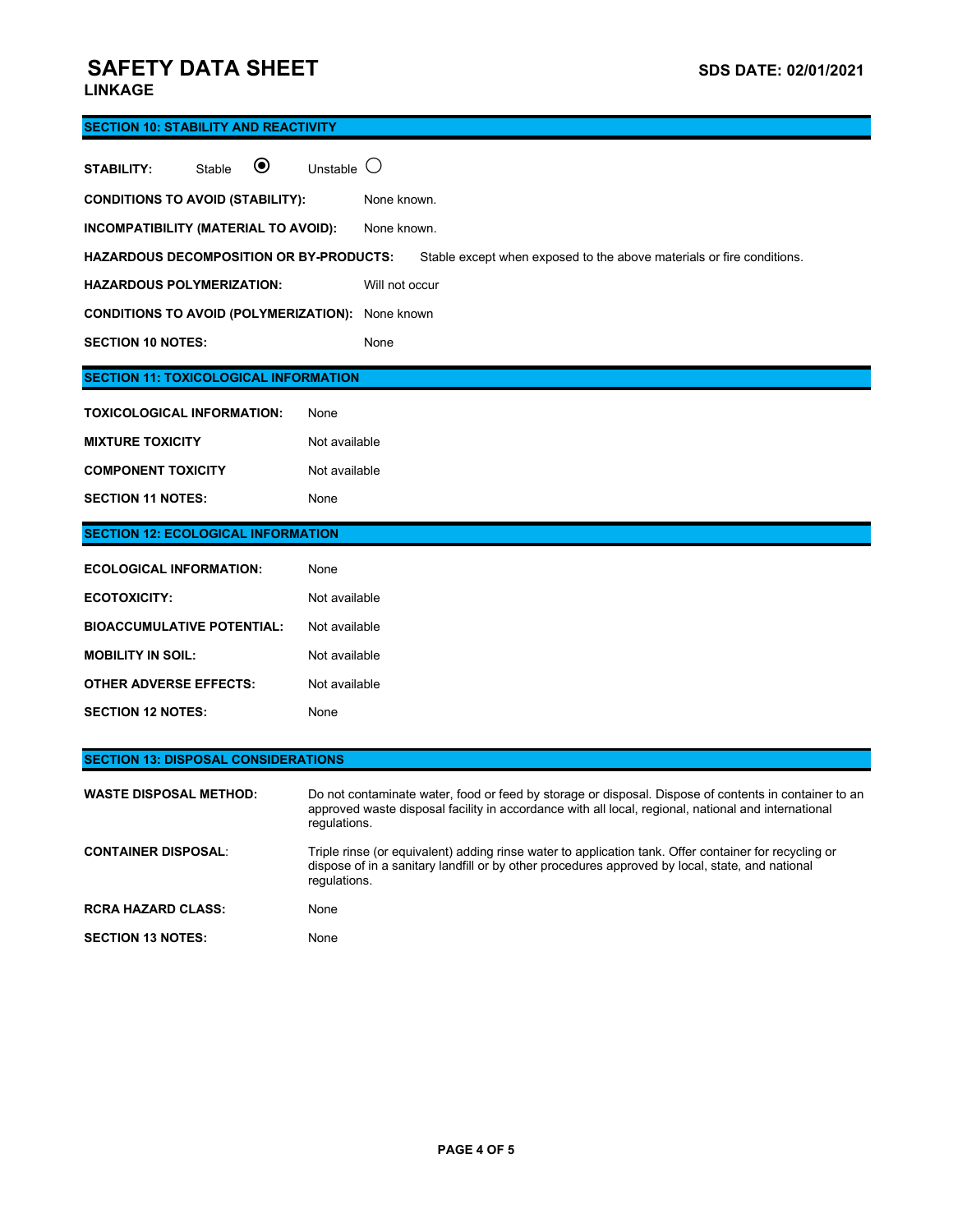## SECTION 10: STABILITY AND REACTIVITY

**STABILITY:** Stable ◉ Unstable ○

**CONDITIONS TO AVOID (STABILITY):** None known.

**INCOMPATIBILITY (MATERIAL TO AVOID):** None known.

**HAZARDOUS DECOMPOSITION OR BY-PRODUCTS:** Stable except when exposed to the above materials or fire conditions.

**HAZARDOUS POLYMERIZATION:** Will not occur

**CONDITIONS TO AVOID (POLYMERIZATION):** None known

**SECTION 10 NOTES:** None

## SECTION 11: TOXICOLOGICAL INFORMATION

**TOXICOLOGICAL INFORMATION:** None

**MIXTURE TOXICITY** Not available

**COMPONENT TOXICITY** Not available

**SECTION 11 NOTES:** None

## SECTION 12: ECOLOGICAL INFORMATION

**ECOLOGICAL INFORMATION:** None

**ECOTOXICITY:** Not available

**BIOACCUMULATIVE POTENTIAL:** Not available

**MOBILITY IN SOIL:** Not available

**OTHER ADVERSE EFFECTS:** Not available

**SECTION 12 NOTES:** None

## SECTION 13: DISPOSAL CONSIDERATIONS

**WASTE DISPOSAL METHOD:** Do not contaminate water, food or feed by storage or disposal. Dispose of contents in container to an approved waste disposal facility in accordance with all local, regional, national and international regulations.

**CONTAINER DISPOSAL**: Triple rinse (or equivalent) adding rinse water to application tank. Offer container for recycling or dispose of in a sanitary landfill or by other procedures approved by local, state, and national regulations.

**RCRA HAZARD CLASS:** None

**SECTION 13 NOTES:** None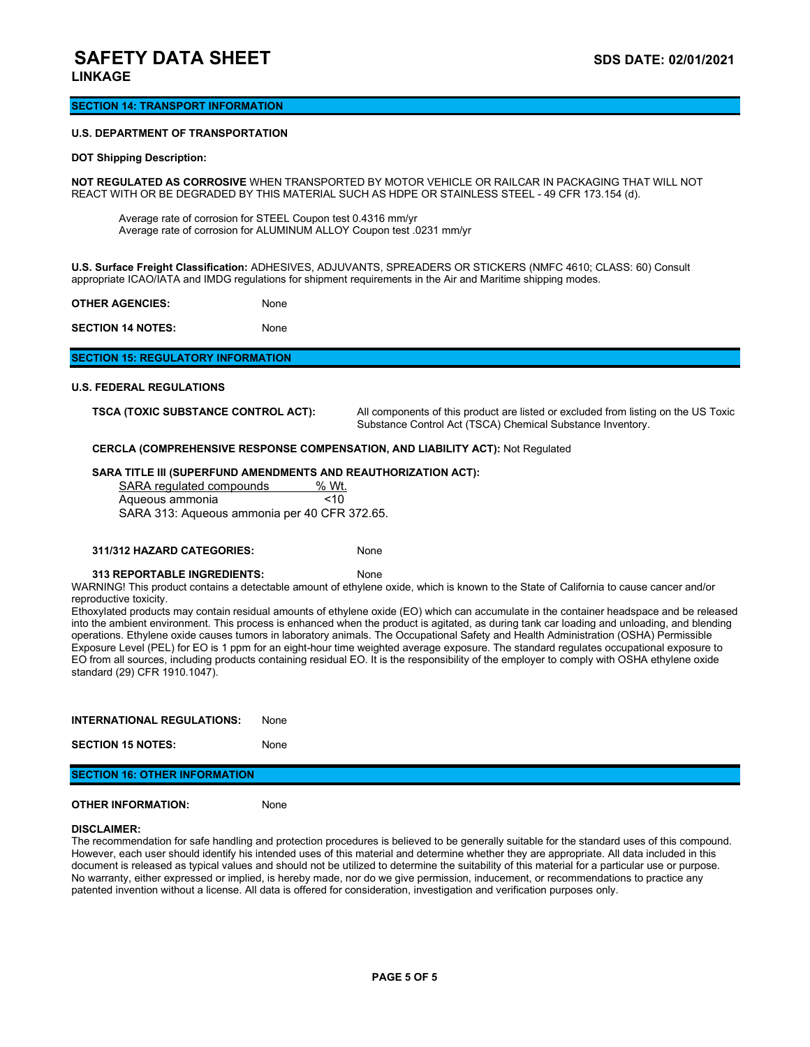# SAFETY DATA SHEET

**SDS DATE: 02/01/2021**

**LINKAGE**

## SECTION 14: TRANSPORT INFORMATION

**U.S. DEPARTMENT OF TRANSPORTATION**

**DOT Shipping Description:**

**NOT REGULATED AS CORROSIVE** WHEN TRANSPORTED BY MOTOR VEHICLE OR RAILCAR IN PACKAGING THAT WILL NOT REACT WITH OR BE DEGRADED BY THIS MATERIAL SUCH AS HDPE OR STAINLESS STEEL - 49 CFR 173.154 (d).

Average rate of corrosion for STEEL Coupon test 0.4316 mm/yr
Average rate of corrosion for ALUMINUM ALLOY Coupon test .0231 mm/yr

**U.S. Surface Freight Classification:** ADHESIVES, ADJUVANTS, SPREADERS OR STICKERS (NMFC 4610; CLASS: 60) Consult appropriate ICAO/IATA and IMDG regulations for shipment requirements in the Air and Maritime shipping modes.

**OTHER AGENCIES:** None

**SECTION 14 NOTES:** None

## SECTION 15: REGULATORY INFORMATION

**U.S. FEDERAL REGULATIONS**

**TSCA (TOXIC SUBSTANCE CONTROL ACT):** All components of this product are listed or excluded from listing on the US Toxic Substance Control Act (TSCA) Chemical Substance Inventory.

**CERCLA (COMPREHENSIVE RESPONSE COMPENSATION, AND LIABILITY ACT):** Not Regulated

**SARA TITLE III (SUPERFUND AMENDMENTS AND REAUTHORIZATION ACT):**

| SARA regulated compounds | % Wt. |
| --- | --- |
| Aqueous ammonia | <10 |

SARA 313: Aqueous ammonia per 40 CFR 372.65.

**311/312 HAZARD CATEGORIES:** None

**313 REPORTABLE INGREDIENTS:** None

WARNING! This product contains a detectable amount of ethylene oxide, which is known to the State of California to cause cancer and/or reproductive toxicity.

Ethoxylated products may contain residual amounts of ethylene oxide (EO) which can accumulate in the container headspace and be released into the ambient environment. This process is enhanced when the product is agitated, as during tank car loading and unloading, and blending operations. Ethylene oxide causes tumors in laboratory animals. The Occupational Safety and Health Administration (OSHA) Permissible Exposure Level (PEL) for EO is 1 ppm for an eight-hour time weighted average exposure. The standard regulates occupational exposure to EO from all sources, including products containing residual EO. It is the responsibility of the employer to comply with OSHA ethylene oxide standard (29) CFR 1910.1047).

**INTERNATIONAL REGULATIONS:** None

**SECTION 15 NOTES:** None

## SECTION 16: OTHER INFORMATION

**OTHER INFORMATION:** None

**DISCLAIMER:**

The recommendation for safe handling and protection procedures is believed to be generally suitable for the standard uses of this compound. However, each user should identify his intended uses of this material and determine whether they are appropriate. All data included in this document is released as typical values and should not be utilized to determine the suitability of this material for a particular use or purpose. No warranty, either expressed or implied, is hereby made, nor do we give permission, inducement, or recommendations to practice any patented invention without a license. All data is offered for consideration, investigation and verification purposes only.